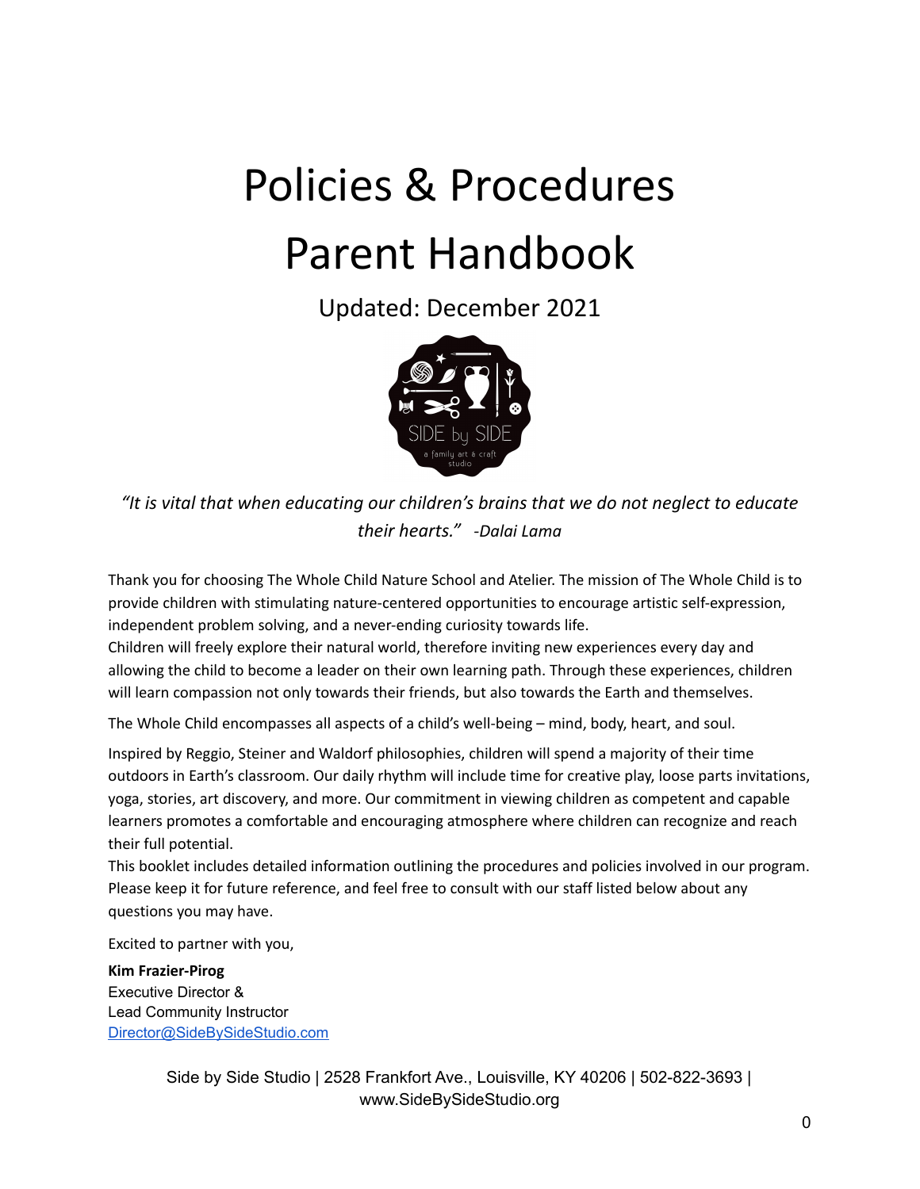# Policies & Procedures

# Parent Handbook

Updated: December 2021

*"It is vital that when educating our children's brains that we do not neglect to educate their hearts." -Dalai Lama*

Thank you for choosing The Whole Child Nature School and Atelier. The mission of The Whole Child is to provide children with stimulating nature-centered opportunities to encourage artistic self-expression, independent problem solving, and a never-ending curiosity towards life.
Children will freely explore their natural world, therefore inviting new experiences every day and allowing the child to become a leader on their own learning path. Through these experiences, children will learn compassion not only towards their friends, but also towards the Earth and themselves.

The Whole Child encompasses all aspects of a child's well-being – mind, body, heart, and soul.

Inspired by Reggio, Steiner and Waldorf philosophies, children will spend a majority of their time outdoors in Earth's classroom. Our daily rhythm will include time for creative play, loose parts invitations, yoga, stories, art discovery, and more. Our commitment in viewing children as competent and capable learners promotes a comfortable and encouraging atmosphere where children can recognize and reach their full potential.
This booklet includes detailed information outlining the procedures and policies involved in our program. Please keep it for future reference, and feel free to consult with our staff listed below about any questions you may have.

Excited to partner with you,

**Kim Frazier-Pirog**
Executive Director &
Lead Community Instructor
Director@SideBySideStudio.com

Side by Side Studio | 2528 Frankfort Ave., Louisville, KY 40206 | 502-822-3693 | www.SideBySideStudio.org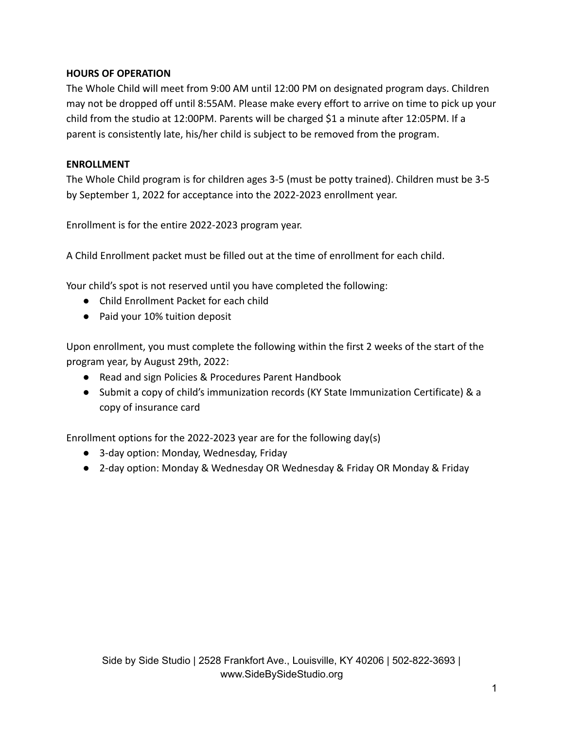**HOURS OF OPERATION**

The Whole Child will meet from 9:00 AM until 12:00 PM on designated program days. Children may not be dropped off until 8:55AM. Please make every effort to arrive on time to pick up your child from the studio at 12:00PM. Parents will be charged $1 a minute after 12:05PM. If a parent is consistently late, his/her child is subject to be removed from the program.

**ENROLLMENT**

The Whole Child program is for children ages 3-5 (must be potty trained). Children must be 3-5 by September 1, 2022 for acceptance into the 2022-2023 enrollment year.

Enrollment is for the entire 2022-2023 program year.

A Child Enrollment packet must be filled out at the time of enrollment for each child.

Your child's spot is not reserved until you have completed the following:

- Child Enrollment Packet for each child
- Paid your 10% tuition deposit

Upon enrollment, you must complete the following within the first 2 weeks of the start of the program year, by August 29th, 2022:

- Read and sign Policies & Procedures Parent Handbook
- Submit a copy of child's immunization records (KY State Immunization Certificate) & a copy of insurance card

Enrollment options for the 2022-2023 year are for the following day(s)

- 3-day option: Monday, Wednesday, Friday
- 2-day option: Monday & Wednesday OR Wednesday & Friday OR Monday & Friday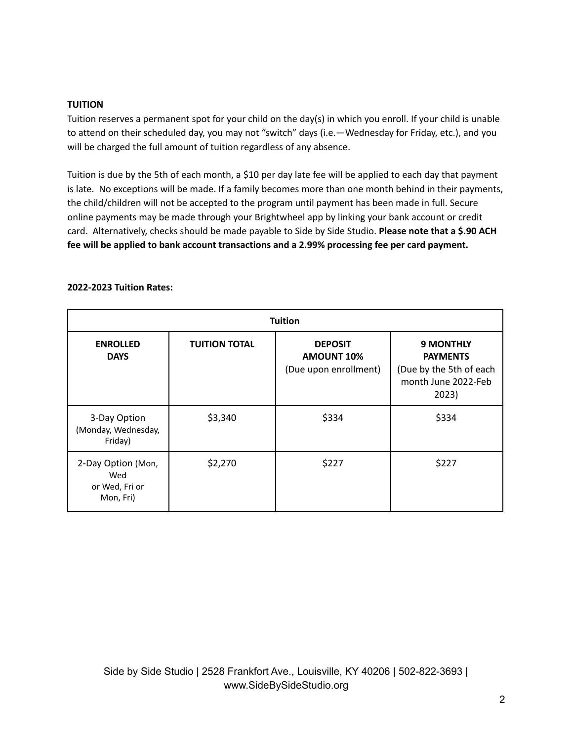**TUITION**

Tuition reserves a permanent spot for your child on the day(s) in which you enroll. If your child is unable to attend on their scheduled day, you may not "switch" days (i.e.—Wednesday for Friday, etc.), and you will be charged the full amount of tuition regardless of any absence.

Tuition is due by the 5th of each month, a $10 per day late fee will be applied to each day that payment is late. No exceptions will be made. If a family becomes more than one month behind in their payments, the child/children will not be accepted to the program until payment has been made in full. Secure online payments may be made through your Brightwheel app by linking your bank account or credit card. Alternatively, checks should be made payable to Side by Side Studio. **Please note that a $.90 ACH fee will be applied to bank account transactions and a 2.99% processing fee per card payment.**

**2022-2023 Tuition Rates:**

| Tuition | | | |
|---|---|---|---|
| **ENROLLED DAYS** | **TUITION TOTAL** | **DEPOSIT AMOUNT 10%** (Due upon enrollment) | **9 MONTHLY PAYMENTS** (Due by the 5th of each month June 2022-Feb 2023) |
| 3-Day Option (Monday, Wednesday, Friday) | $3,340 | $334 | $334 |
| 2-Day Option (Mon, Wed or Wed, Fri or Mon, Fri) | $2,270 | $227 | $227 |

Side by Side Studio | 2528 Frankfort Ave., Louisville, KY 40206 | 502-822-3693 | www.SideBySideStudio.org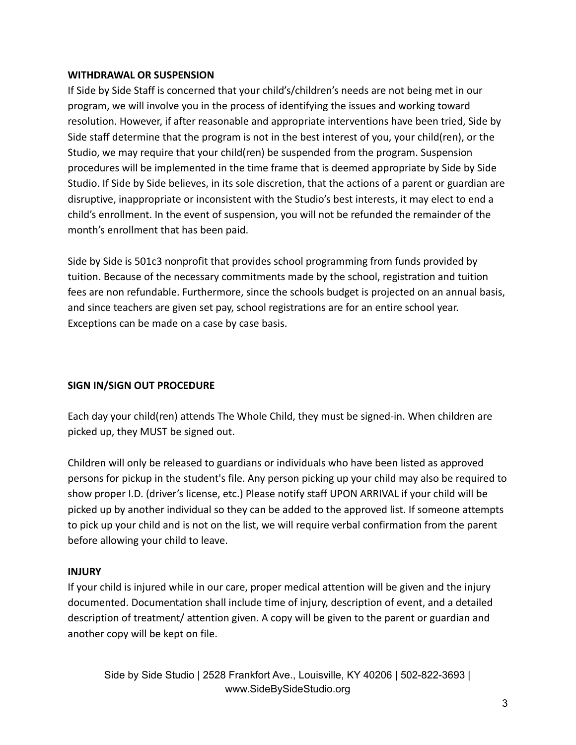**WITHDRAWAL OR SUSPENSION**

If Side by Side Staff is concerned that your child's/children's needs are not being met in our program, we will involve you in the process of identifying the issues and working toward resolution. However, if after reasonable and appropriate interventions have been tried, Side by Side staff determine that the program is not in the best interest of you, your child(ren), or the Studio, we may require that your child(ren) be suspended from the program. Suspension procedures will be implemented in the time frame that is deemed appropriate by Side by Side Studio. If Side by Side believes, in its sole discretion, that the actions of a parent or guardian are disruptive, inappropriate or inconsistent with the Studio's best interests, it may elect to end a child's enrollment. In the event of suspension, you will not be refunded the remainder of the month's enrollment that has been paid.

Side by Side is 501c3 nonprofit that provides school programming from funds provided by tuition. Because of the necessary commitments made by the school, registration and tuition fees are non refundable. Furthermore, since the schools budget is projected on an annual basis, and since teachers are given set pay, school registrations are for an entire school year. Exceptions can be made on a case by case basis.

**SIGN IN/SIGN OUT PROCEDURE**

Each day your child(ren) attends The Whole Child, they must be signed-in. When children are picked up, they MUST be signed out.

Children will only be released to guardians or individuals who have been listed as approved persons for pickup in the student's file. Any person picking up your child may also be required to show proper I.D. (driver's license, etc.) Please notify staff UPON ARRIVAL if your child will be picked up by another individual so they can be added to the approved list. If someone attempts to pick up your child and is not on the list, we will require verbal confirmation from the parent before allowing your child to leave.

**INJURY**

If your child is injured while in our care, proper medical attention will be given and the injury documented. Documentation shall include time of injury, description of event, and a detailed description of treatment/ attention given. A copy will be given to the parent or guardian and another copy will be kept on file.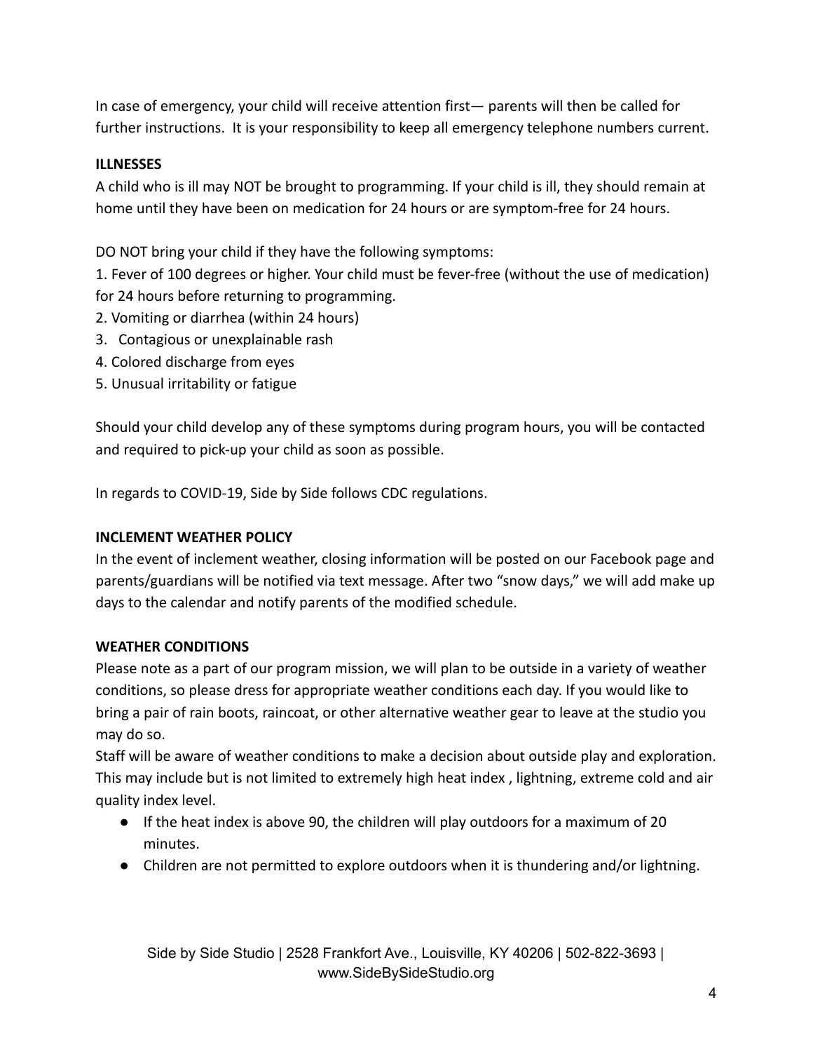In case of emergency, your child will receive attention first— parents will then be called for further instructions. It is your responsibility to keep all emergency telephone numbers current.

**ILLNESSES**

A child who is ill may NOT be brought to programming. If your child is ill, they should remain at home until they have been on medication for 24 hours or are symptom-free for 24 hours.

DO NOT bring your child if they have the following symptoms:

1. Fever of 100 degrees or higher. Your child must be fever-free (without the use of medication) for 24 hours before returning to programming.
2. Vomiting or diarrhea (within 24 hours)
3. Contagious or unexplainable rash
4. Colored discharge from eyes
5. Unusual irritability or fatigue

Should your child develop any of these symptoms during program hours, you will be contacted and required to pick-up your child as soon as possible.

In regards to COVID-19, Side by Side follows CDC regulations.

**INCLEMENT WEATHER POLICY**

In the event of inclement weather, closing information will be posted on our Facebook page and parents/guardians will be notified via text message. After two "snow days," we will add make up days to the calendar and notify parents of the modified schedule.

**WEATHER CONDITIONS**

Please note as a part of our program mission, we will plan to be outside in a variety of weather conditions, so please dress for appropriate weather conditions each day. If you would like to bring a pair of rain boots, raincoat, or other alternative weather gear to leave at the studio you may do so.

Staff will be aware of weather conditions to make a decision about outside play and exploration. This may include but is not limited to extremely high heat index , lightning, extreme cold and air quality index level.

- If the heat index is above 90, the children will play outdoors for a maximum of 20 minutes.
- Children are not permitted to explore outdoors when it is thundering and/or lightning.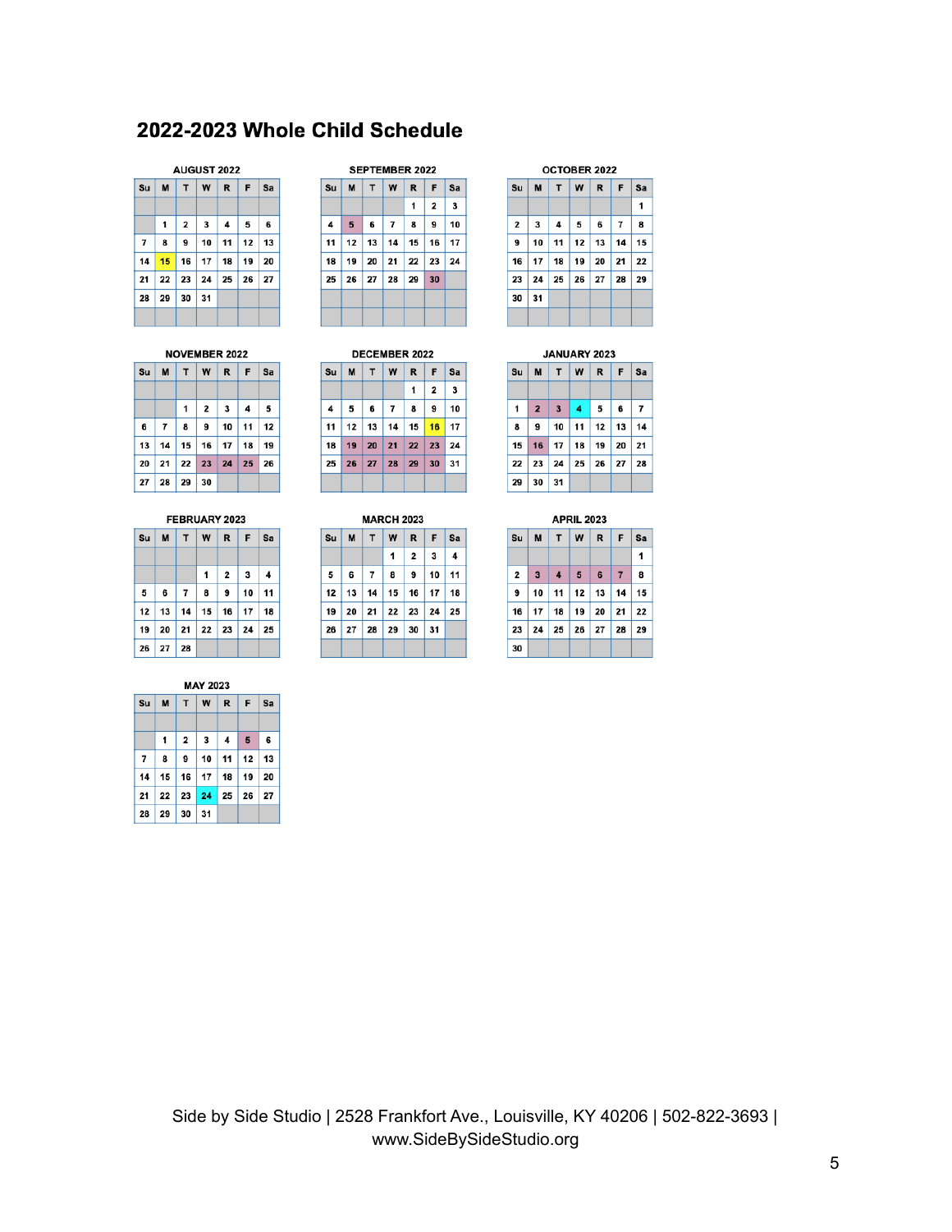## 2022-2023 Whole Child Schedule

**AUGUST 2022**

| Su | M | T | W | R | F | Sa |
|---|---|---|---|---|---|---|
| | | | | | | |
| | 1 | 2 | 3 | 4 | 5 | 6 |
| 7 | 8 | 9 | 10 | 11 | 12 | 13 |
| 14 | 15 | 16 | 17 | 18 | 19 | 20 |
| 21 | 22 | 23 | 24 | 25 | 26 | 27 |
| 28 | 29 | 30 | 31 | | | |

**SEPTEMBER 2022**

| Su | M | T | W | R | F | Sa |
|---|---|---|---|---|---|---|
| | | | | 1 | 2 | 3 |
| 4 | 5 | 6 | 7 | 8 | 9 | 10 |
| 11 | 12 | 13 | 14 | 15 | 16 | 17 |
| 18 | 19 | 20 | 21 | 22 | 23 | 24 |
| 25 | 26 | 27 | 28 | 29 | 30 | |

**OCTOBER 2022**

| Su | M | T | W | R | F | Sa |
|---|---|---|---|---|---|---|
| | | | | | | 1 |
| 2 | 3 | 4 | 5 | 6 | 7 | 8 |
| 9 | 10 | 11 | 12 | 13 | 14 | 15 |
| 16 | 17 | 18 | 19 | 20 | 21 | 22 |
| 23 | 24 | 25 | 26 | 27 | 28 | 29 |
| 30 | 31 | | | | | |

**NOVEMBER 2022**

| Su | M | T | W | R | F | Sa |
|---|---|---|---|---|---|---|
| | | | | | | |
| | | 1 | 2 | 3 | 4 | 5 |
| 6 | 7 | 8 | 9 | 10 | 11 | 12 |
| 13 | 14 | 15 | 16 | 17 | 18 | 19 |
| 20 | 21 | 22 | 23 | 24 | 25 | 26 |
| 27 | 28 | 29 | 30 | | | |

**DECEMBER 2022**

| Su | M | T | W | R | F | Sa |
|---|---|---|---|---|---|---|
| | | | | 1 | 2 | 3 |
| 4 | 5 | 6 | 7 | 8 | 9 | 10 |
| 11 | 12 | 13 | 14 | 15 | 16 | 17 |
| 18 | 19 | 20 | 21 | 22 | 23 | 24 |
| 25 | 26 | 27 | 28 | 29 | 30 | 31 |

**JANUARY 2023**

| Su | M | T | W | R | F | Sa |
|---|---|---|---|---|---|---|
| | | | | | | |
| 1 | 2 | 3 | 4 | 5 | 6 | 7 |
| 8 | 9 | 10 | 11 | 12 | 13 | 14 |
| 15 | 16 | 17 | 18 | 19 | 20 | 21 |
| 22 | 23 | 24 | 25 | 26 | 27 | 28 |
| 29 | 30 | 31 | | | | |

**FEBRUARY 2023**

| Su | M | T | W | R | F | Sa |
|---|---|---|---|---|---|---|
| | | | | | | |
| | | | 1 | 2 | 3 | 4 |
| 5 | 6 | 7 | 8 | 9 | 10 | 11 |
| 12 | 13 | 14 | 15 | 16 | 17 | 18 |
| 19 | 20 | 21 | 22 | 23 | 24 | 25 |
| 26 | 27 | 28 | | | | |

**MARCH 2023**

| Su | M | T | W | R | F | Sa |
|---|---|---|---|---|---|---|
| | | | 1 | 2 | 3 | 4 |
| 5 | 6 | 7 | 8 | 9 | 10 | 11 |
| 12 | 13 | 14 | 15 | 16 | 17 | 18 |
| 19 | 20 | 21 | 22 | 23 | 24 | 25 |
| 26 | 27 | 28 | 29 | 30 | 31 | |

**APRIL 2023**

| Su | M | T | W | R | F | Sa |
|---|---|---|---|---|---|---|
| | | | | | | 1 |
| 2 | 3 | 4 | 5 | 6 | 7 | 8 |
| 9 | 10 | 11 | 12 | 13 | 14 | 15 |
| 16 | 17 | 18 | 19 | 20 | 21 | 22 |
| 23 | 24 | 25 | 26 | 27 | 28 | 29 |
| 30 | | | | | | |

**MAY 2023**

| Su | M | T | W | R | F | Sa |
|---|---|---|---|---|---|---|
| | | | | | | |
| | 1 | 2 | 3 | 4 | 5 | 6 |
| 7 | 8 | 9 | 10 | 11 | 12 | 13 |
| 14 | 15 | 16 | 17 | 18 | 19 | 20 |
| 21 | 22 | 23 | 24 | 25 | 26 | 27 |
| 28 | 29 | 30 | 31 | | | |

Side by Side Studio | 2528 Frankfort Ave., Louisville, KY 40206 | 502-822-3693 | www.SideBySideStudio.org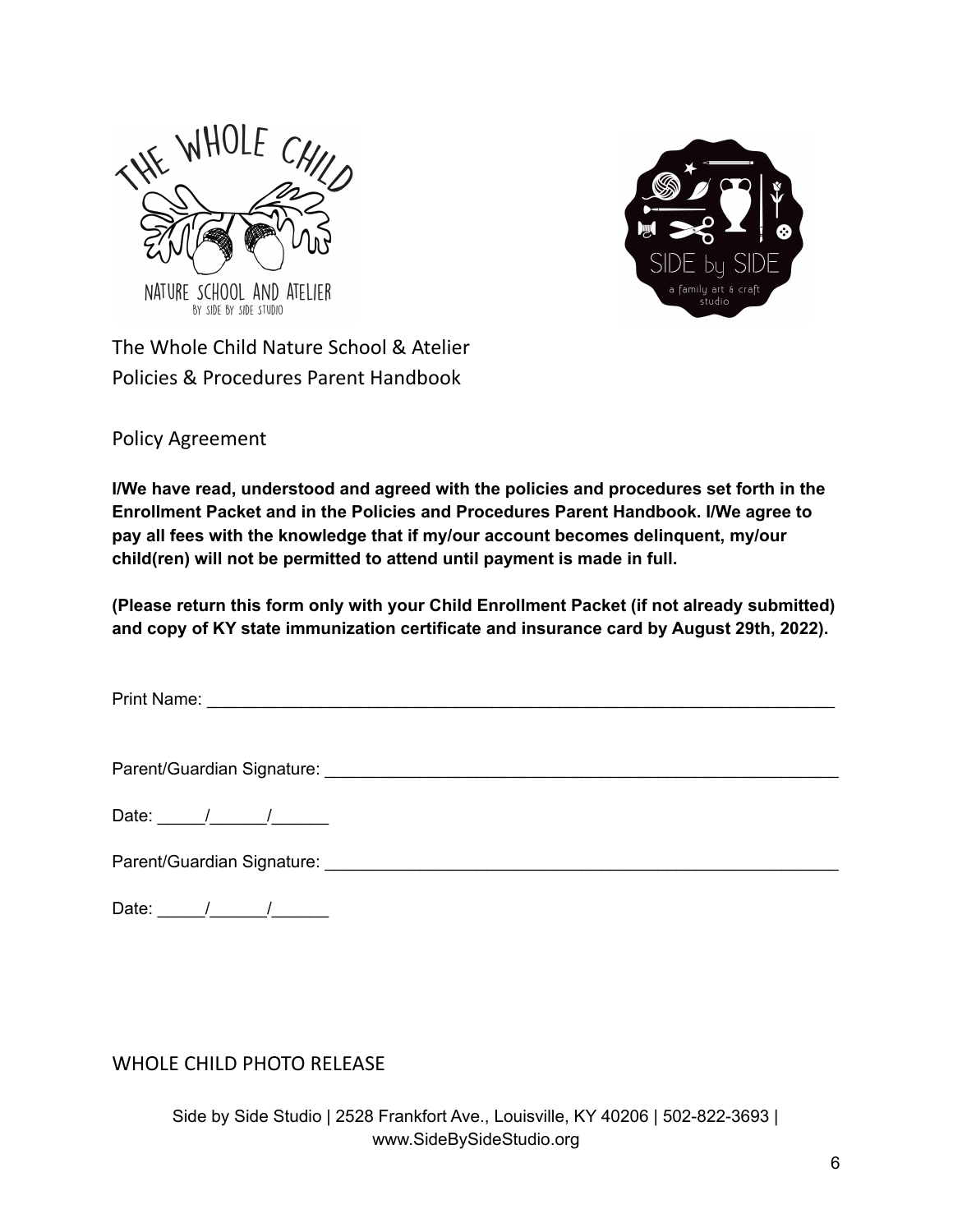The Whole Child Nature School & Atelier
Policies & Procedures Parent Handbook

Policy Agreement

**I/We have read, understood and agreed with the policies and procedures set forth in the Enrollment Packet and in the Policies and Procedures Parent Handbook. I/We agree to pay all fees with the knowledge that if my/our account becomes delinquent, my/our child(ren) will not be permitted to attend until payment is made in full.**

**(Please return this form only with your Child Enrollment Packet (if not already submitted) and copy of KY state immunization certificate and insurance card by August 29th, 2022).**

Print Name: ___________________________________________________________________

Parent/Guardian Signature: ______________________________________________________

Date: _____/______/______

Parent/Guardian Signature: ______________________________________________________

Date: _____/______/______

WHOLE CHILD PHOTO RELEASE

Side by Side Studio | 2528 Frankfort Ave., Louisville, KY 40206 | 502-822-3693 | www.SideBySideStudio.org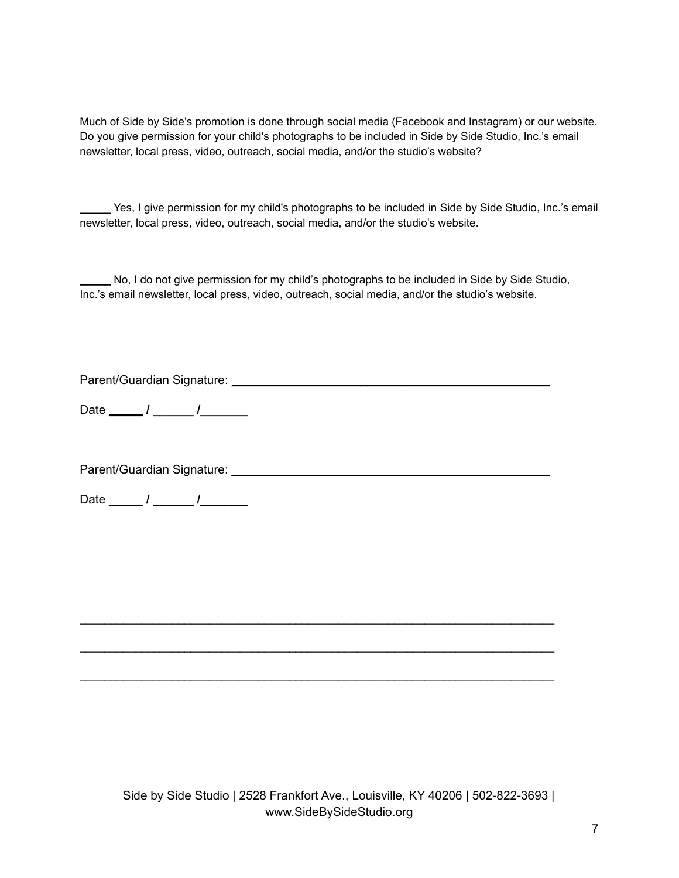Much of Side by Side's promotion is done through social media (Facebook and Instagram) or our website. Do you give permission for your child's photographs to be included in Side by Side Studio, Inc.'s email newsletter, local press, video, outreach, social media, and/or the studio's website?

_____ Yes, I give permission for my child's photographs to be included in Side by Side Studio, Inc.'s email newsletter, local press, video, outreach, social media, and/or the studio's website.

_____ No, I do not give permission for my child's photographs to be included in Side by Side Studio, Inc.'s email newsletter, local press, video, outreach, social media, and/or the studio's website.

Parent/Guardian Signature: ______________________________________________

Date _____ / ______ /_______

Parent/Guardian Signature: ______________________________________________

Date _____ / ______ /_______

_______________________________________________________________________

_______________________________________________________________________

_______________________________________________________________________

Side by Side Studio | 2528 Frankfort Ave., Louisville, KY 40206 | 502-822-3693 | www.SideBySideStudio.org